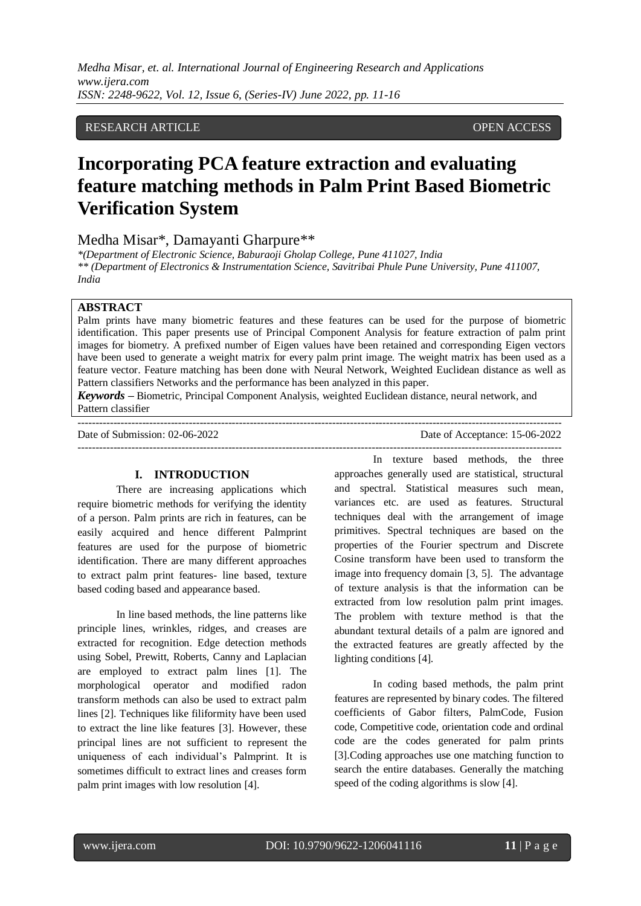RESEARCH ARTICLE OPEN ACCESS

# Incorporating PCA feature extraction and evaluating feature matching methods in Palm Print Based Biometric Verification System

Medha Misar*, Damayanti Gharpure**

*(Department of Electronic Science, Baburaoji Gholap College, Pune 411027, India
** (Department of Electronics & Instrumentation Science, Savitribai Phule Pune University, Pune 411007, India

**ABSTRACT**

Palm prints have many biometric features and these features can be used for the purpose of biometric identification. This paper presents use of Principal Component Analysis for feature extraction of palm print images for biometry. A prefixed number of Eigen values have been retained and corresponding Eigen vectors have been used to generate a weight matrix for every palm print image. The weight matrix has been used as a feature vector. Feature matching has been done with Neural Network, Weighted Euclidean distance as well as Pattern classifiers Networks and the performance has been analyzed in this paper.

***Keywords*** – Biometric, Principal Component Analysis, weighted Euclidean distance, neural network, and Pattern classifier

Date of Submission: 02-06-2022 Date of Acceptance: 15-06-2022

## I. INTRODUCTION

There are increasing applications which require biometric methods for verifying the identity of a person. Palm prints are rich in features, can be easily acquired and hence different Palmprint features are used for the purpose of biometric identification. There are many different approaches to extract palm print features- line based, texture based coding based and appearance based.

In line based methods, the line patterns like principle lines, wrinkles, ridges, and creases are extracted for recognition. Edge detection methods using Sobel, Prewitt, Roberts, Canny and Laplacian are employed to extract palm lines [1]. The morphological operator and modified radon transform methods can also be used to extract palm lines [2]. Techniques like filiformity have been used to extract the line like features [3]. However, these principal lines are not sufficient to represent the uniqueness of each individual's Palmprint. It is sometimes difficult to extract lines and creases form palm print images with low resolution [4].

In texture based methods, the three approaches generally used are statistical, structural and spectral. Statistical measures such mean, variances etc. are used as features. Structural techniques deal with the arrangement of image primitives. Spectral techniques are based on the properties of the Fourier spectrum and Discrete Cosine transform have been used to transform the image into frequency domain [3, 5]. The advantage of texture analysis is that the information can be extracted from low resolution palm print images. The problem with texture method is that the abundant textural details of a palm are ignored and the extracted features are greatly affected by the lighting conditions [4].

In coding based methods, the palm print features are represented by binary codes. The filtered coefficients of Gabor filters, PalmCode, Fusion code, Competitive code, orientation code and ordinal code are the codes generated for palm prints [3].Coding approaches use one matching function to search the entire databases. Generally the matching speed of the coding algorithms is slow [4].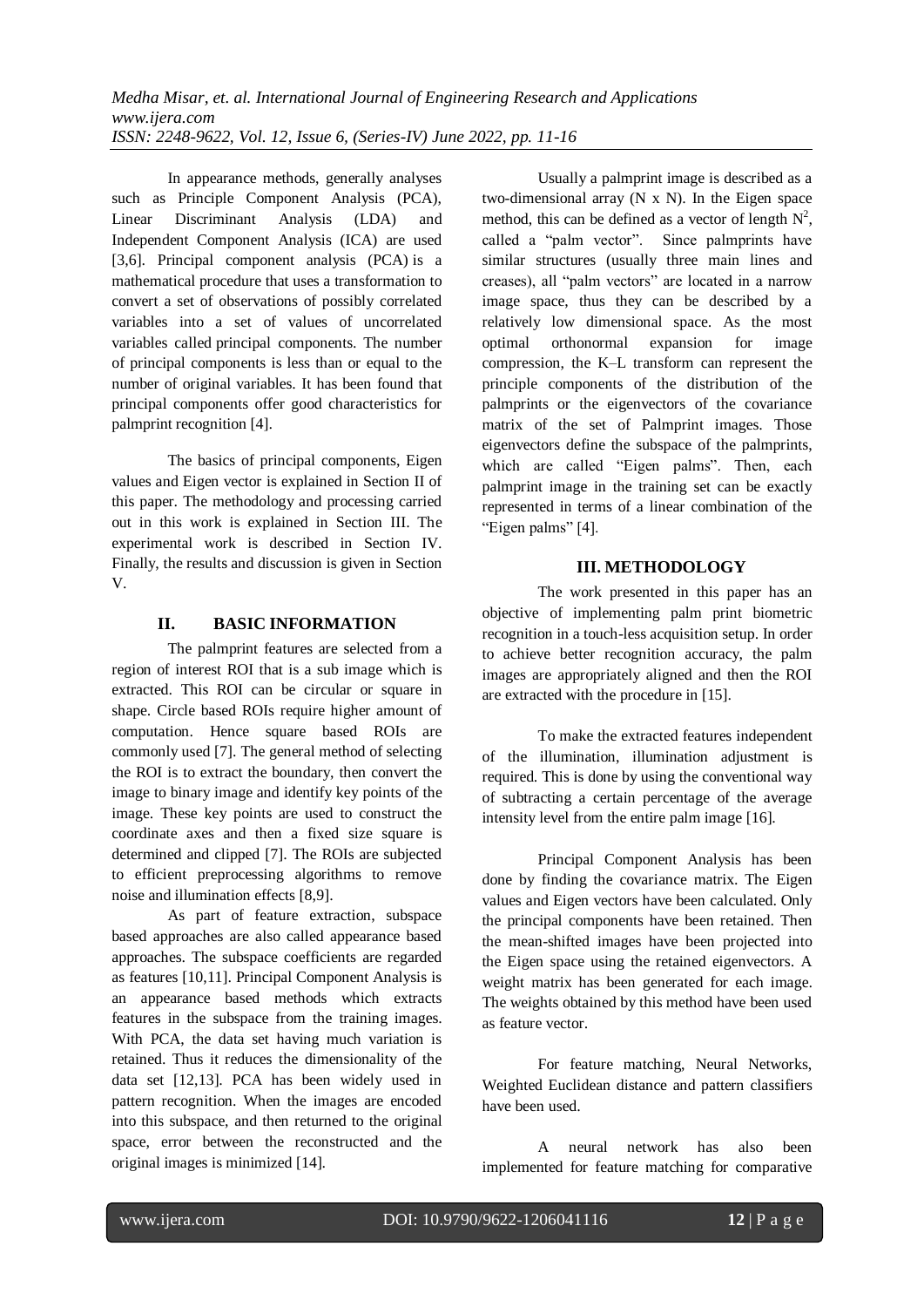In appearance methods, generally analyses such as Principle Component Analysis (PCA), Linear Discriminant Analysis (LDA) and Independent Component Analysis (ICA) are used [3,6]. Principal component analysis (PCA) is a mathematical procedure that uses a transformation to convert a set of observations of possibly correlated variables into a set of values of uncorrelated variables called principal components. The number of principal components is less than or equal to the number of original variables. It has been found that principal components offer good characteristics for palmprint recognition [4].

The basics of principal components, Eigen values and Eigen vector is explained in Section II of this paper. The methodology and processing carried out in this work is explained in Section III. The experimental work is described in Section IV. Finally, the results and discussion is given in Section V.

## II. BASIC INFORMATION

The palmprint features are selected from a region of interest ROI that is a sub image which is extracted. This ROI can be circular or square in shape. Circle based ROIs require higher amount of computation. Hence square based ROIs are commonly used [7]. The general method of selecting the ROI is to extract the boundary, then convert the image to binary image and identify key points of the image. These key points are used to construct the coordinate axes and then a fixed size square is determined and clipped [7]. The ROIs are subjected to efficient preprocessing algorithms to remove noise and illumination effects [8,9].

As part of feature extraction, subspace based approaches are also called appearance based approaches. The subspace coefficients are regarded as features [10,11]. Principal Component Analysis is an appearance based methods which extracts features in the subspace from the training images. With PCA, the data set having much variation is retained. Thus it reduces the dimensionality of the data set [12,13]. PCA has been widely used in pattern recognition. When the images are encoded into this subspace, and then returned to the original space, error between the reconstructed and the original images is minimized [14].

Usually a palmprint image is described as a two-dimensional array (N x N). In the Eigen space method, this can be defined as a vector of length $N^2$, called a "palm vector". Since palmprints have similar structures (usually three main lines and creases), all "palm vectors" are located in a narrow image space, thus they can be described by a relatively low dimensional space. As the most optimal orthonormal expansion for image compression, the K–L transform can represent the principle components of the distribution of the palmprints or the eigenvectors of the covariance matrix of the set of Palmprint images. Those eigenvectors define the subspace of the palmprints, which are called "Eigen palms". Then, each palmprint image in the training set can be exactly represented in terms of a linear combination of the "Eigen palms" [4].

## III. METHODOLOGY

The work presented in this paper has an objective of implementing palm print biometric recognition in a touch-less acquisition setup. In order to achieve better recognition accuracy, the palm images are appropriately aligned and then the ROI are extracted with the procedure in [15].

To make the extracted features independent of the illumination, illumination adjustment is required. This is done by using the conventional way of subtracting a certain percentage of the average intensity level from the entire palm image [16].

Principal Component Analysis has been done by finding the covariance matrix. The Eigen values and Eigen vectors have been calculated. Only the principal components have been retained. Then the mean-shifted images have been projected into the Eigen space using the retained eigenvectors. A weight matrix has been generated for each image. The weights obtained by this method have been used as feature vector.

For feature matching, Neural Networks, Weighted Euclidean distance and pattern classifiers have been used.

A neural network has also been implemented for feature matching for comparative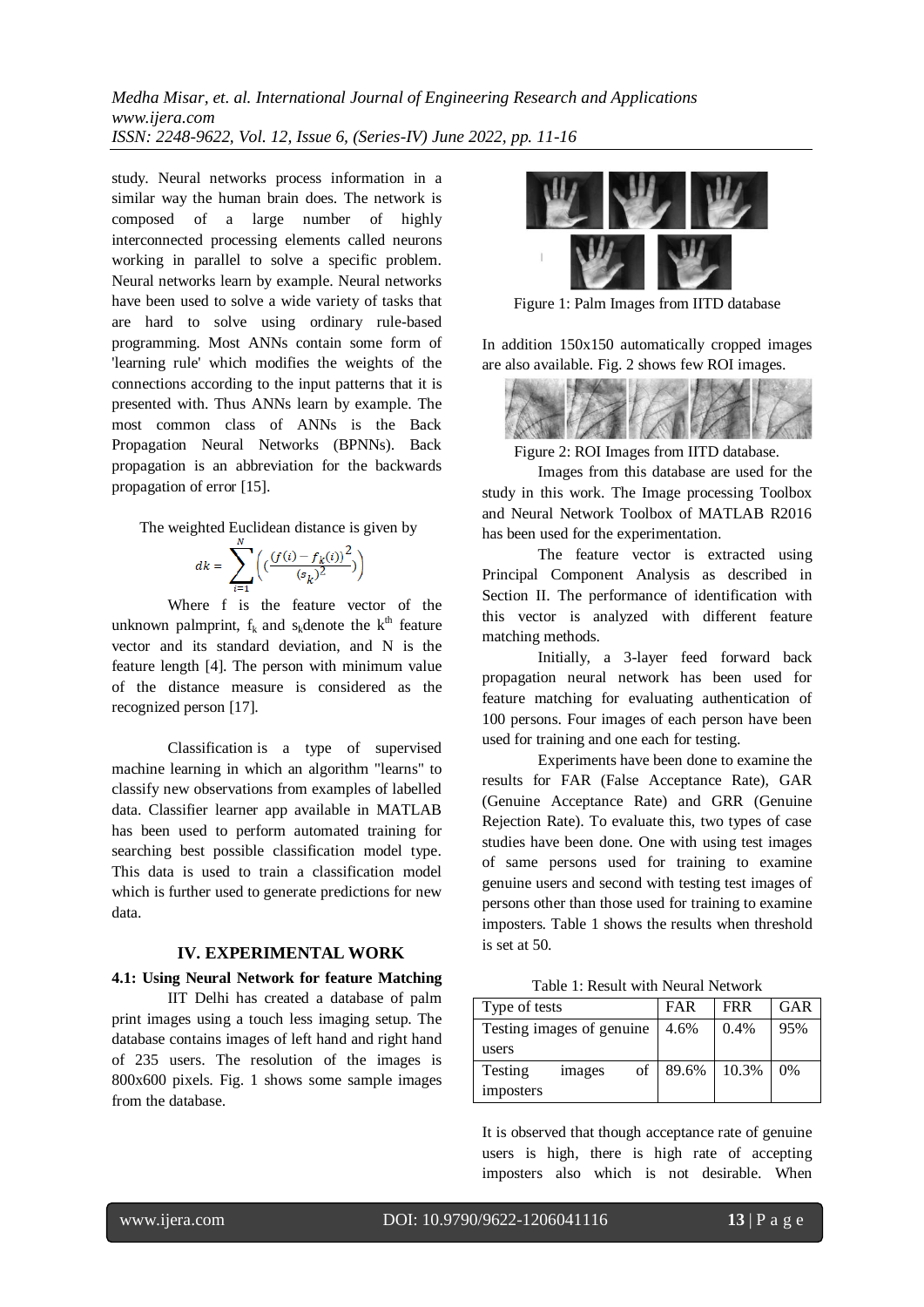study. Neural networks process information in a similar way the human brain does. The network is composed of a large number of highly interconnected processing elements called neurons working in parallel to solve a specific problem. Neural networks learn by example. Neural networks have been used to solve a wide variety of tasks that are hard to solve using ordinary rule-based programming. Most ANNs contain some form of 'learning rule' which modifies the weights of the connections according to the input patterns that it is presented with. Thus ANNs learn by example. The most common class of ANNs is the Back Propagation Neural Networks (BPNNs). Back propagation is an abbreviation for the backwards propagation of error [15].

The weighted Euclidean distance is given by

$$dk = \sum_{i=1}^{N} \left( \left( \frac{(f(i) - f_k(i))^2}{(s_k)^2} \right) \right)$$

Where f is the feature vector of the unknown palmprint, $f_k$ and $s_k$ denote the $k^{th}$ feature vector and its standard deviation, and N is the feature length [4]. The person with minimum value of the distance measure is considered as the recognized person [17].

Classification is a type of supervised machine learning in which an algorithm "learns" to classify new observations from examples of labelled data. Classifier learner app available in MATLAB has been used to perform automated training for searching best possible classification model type. This data is used to train a classification model which is further used to generate predictions for new data.

## IV. EXPERIMENTAL WORK

### 4.1: Using Neural Network for feature Matching

IIT Delhi has created a database of palm print images using a touch less imaging setup. The database contains images of left hand and right hand of 235 users. The resolution of the images is 800x600 pixels. Fig. 1 shows some sample images from the database.

Figure 1: Palm Images from IITD database

In addition 150x150 automatically cropped images are also available. Fig. 2 shows few ROI images.

Figure 2: ROI Images from IITD database.

Images from this database are used for the study in this work. The Image processing Toolbox and Neural Network Toolbox of MATLAB R2016 has been used for the experimentation.

The feature vector is extracted using Principal Component Analysis as described in Section II. The performance of identification with this vector is analyzed with different feature matching methods.

Initially, a 3-layer feed forward back propagation neural network has been used for feature matching for evaluating authentication of 100 persons. Four images of each person have been used for training and one each for testing.

Experiments have been done to examine the results for FAR (False Acceptance Rate), GAR (Genuine Acceptance Rate) and GRR (Genuine Rejection Rate). To evaluate this, two types of case studies have been done. One with using test images of same persons used for training to examine genuine users and second with testing test images of persons other than those used for training to examine imposters. Table 1 shows the results when threshold is set at 50.

Table 1: Result with Neural Network

| Type of tests | FAR | FRR | GAR |
|---|---|---|---|
| Testing images of genuine users | 4.6% | 0.4% | 95% |
| Testing images of imposters | 89.6% | 10.3% | 0% |

It is observed that though acceptance rate of genuine users is high, there is high rate of accepting imposters also which is not desirable. When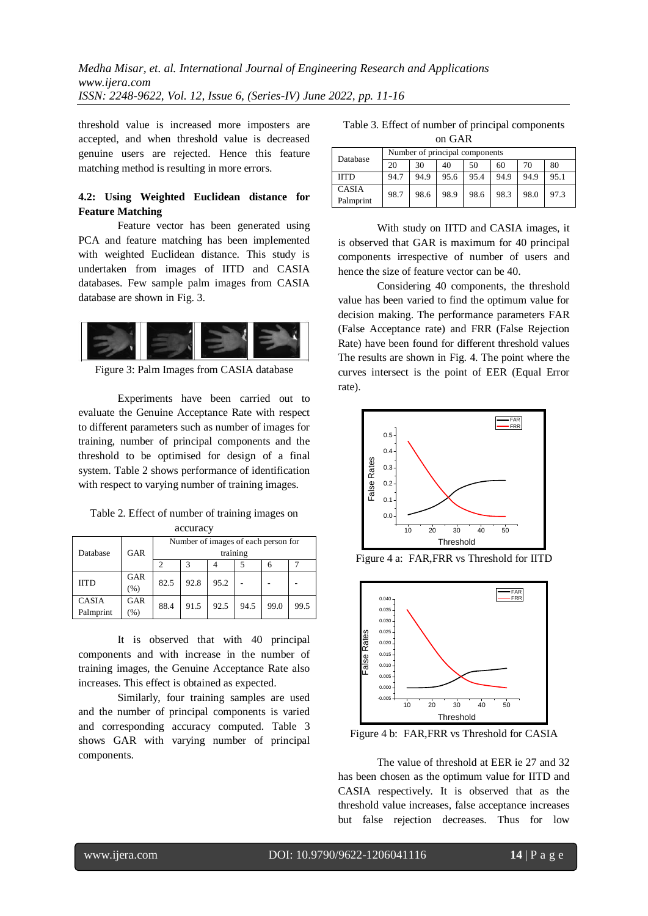threshold value is increased more imposters are accepted, and when threshold value is decreased genuine users are rejected. Hence this feature matching method is resulting in more errors.

### 4.2: Using Weighted Euclidean distance for Feature Matching

Feature vector has been generated using PCA and feature matching has been implemented with weighted Euclidean distance. This study is undertaken from images of IITD and CASIA databases. Few sample palm images from CASIA database are shown in Fig. 3.

Figure 3: Palm Images from CASIA database

Experiments have been carried out to evaluate the Genuine Acceptance Rate with respect to different parameters such as number of images for training, number of principal components and the threshold to be optimised for design of a final system. Table 2 shows performance of identification with respect to varying number of training images.

Table 2. Effect of number of training images on accuracy

| Database | GAR | Number of images of each person for training | | | | | |
|---|---|---|---|---|---|---|---|
| | | 2 | 3 | 4 | 5 | 6 | 7 |
| IITD | GAR (%) | 82.5 | 92.8 | 95.2 | - | - | - |
| CASIA Palmprint | GAR (%) | 88.4 | 91.5 | 92.5 | 94.5 | 99.0 | 99.5 |

It is observed that with 40 principal components and with increase in the number of training images, the Genuine Acceptance Rate also increases. This effect is obtained as expected.

Similarly, four training samples are used and the number of principal components is varied and corresponding accuracy computed. Table 3 shows GAR with varying number of principal components.

Table 3. Effect of number of principal components on GAR

| Database | Number of principal components | | | | | | |
|---|---|---|---|---|---|---|---|
| | 20 | 30 | 40 | 50 | 60 | 70 | 80 |
| IITD | 94.7 | 94.9 | 95.6 | 95.4 | 94.9 | 94.9 | 95.1 |
| CASIA Palmprint | 98.7 | 98.6 | 98.9 | 98.6 | 98.3 | 98.0 | 97.3 |

With study on IITD and CASIA images, it is observed that GAR is maximum for 40 principal components irrespective of number of users and hence the size of feature vector can be 40.

Considering 40 components, the threshold value has been varied to find the optimum value for decision making. The performance parameters FAR (False Acceptance rate) and FRR (False Rejection Rate) have been found for different threshold values The results are shown in Fig. 4. The point where the curves intersect is the point of EER (Equal Error rate).

Figure 4 a: FAR,FRR vs Threshold for IITD

Figure 4 b: FAR,FRR vs Threshold for CASIA

The value of threshold at EER ie 27 and 32 has been chosen as the optimum value for IITD and CASIA respectively. It is observed that as the threshold value increases, false acceptance increases but false rejection decreases. Thus for low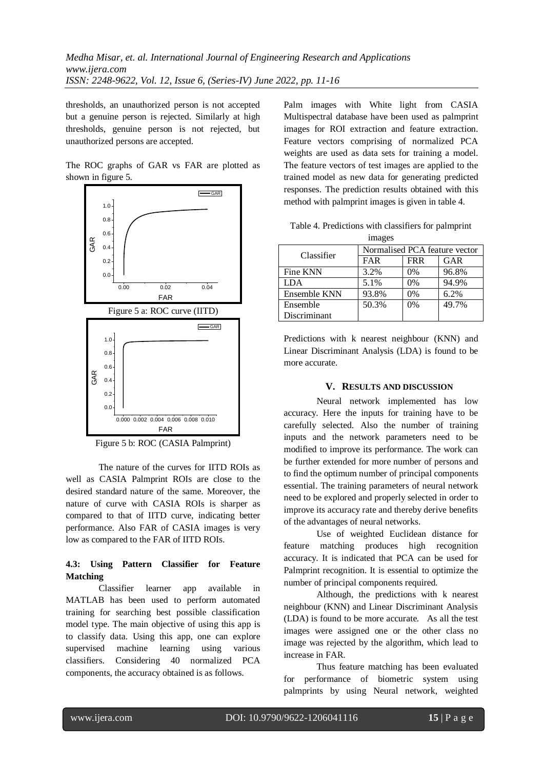thresholds, an unauthorized person is not accepted but a genuine person is rejected. Similarly at high thresholds, genuine person is not rejected, but unauthorized persons are accepted.

The ROC graphs of GAR vs FAR are plotted as shown in figure 5.

Figure 5 a: ROC curve (IITD)

Figure 5 b: ROC (CASIA Palmprint)

The nature of the curves for IITD ROIs as well as CASIA Palmprint ROIs are close to the desired standard nature of the same. Moreover, the nature of curve with CASIA ROIs is sharper as compared to that of IITD curve, indicating better performance. Also FAR of CASIA images is very low as compared to the FAR of IITD ROIs.

#### 4.3: Using Pattern Classifier for Feature Matching

Classifier learner app available in MATLAB has been used to perform automated training for searching best possible classification model type. The main objective of using this app is to classify data. Using this app, one can explore supervised machine learning using various classifiers. Considering 40 normalized PCA components, the accuracy obtained is as follows.

Palm images with White light from CASIA Multispectral database have been used as palmprint images for ROI extraction and feature extraction. Feature vectors comprising of normalized PCA weights are used as data sets for training a model. The feature vectors of test images are applied to the trained model as new data for generating predicted responses. The prediction results obtained with this method with palmprint images is given in table 4.

Table 4. Predictions with classifiers for palmprint images

| Classifier | Normalised PCA feature vector | | |
|---|---|---|---|
| | FAR | FRR | GAR |
| Fine KNN | 3.2% | 0% | 96.8% |
| LDA | 5.1% | 0% | 94.9% |
| Ensemble KNN | 93.8% | 0% | 6.2% |
| Ensemble Discriminant | 50.3% | 0% | 49.7% |

Predictions with k nearest neighbour (KNN) and Linear Discriminant Analysis (LDA) is found to be more accurate.

## V. RESULTS AND DISCUSSION

Neural network implemented has low accuracy. Here the inputs for training have to be carefully selected. Also the number of training inputs and the network parameters need to be modified to improve its performance. The work can be further extended for more number of persons and to find the optimum number of principal components essential. The training parameters of neural network need to be explored and properly selected in order to improve its accuracy rate and thereby derive benefits of the advantages of neural networks.

Use of weighted Euclidean distance for feature matching produces high recognition accuracy. It is indicated that PCA can be used for Palmprint recognition. It is essential to optimize the number of principal components required.

Although, the predictions with k nearest neighbour (KNN) and Linear Discriminant Analysis (LDA) is found to be more accurate. As all the test images were assigned one or the other class no image was rejected by the algorithm, which lead to increase in FAR.

Thus feature matching has been evaluated for performance of biometric system using palmprints by using Neural network, weighted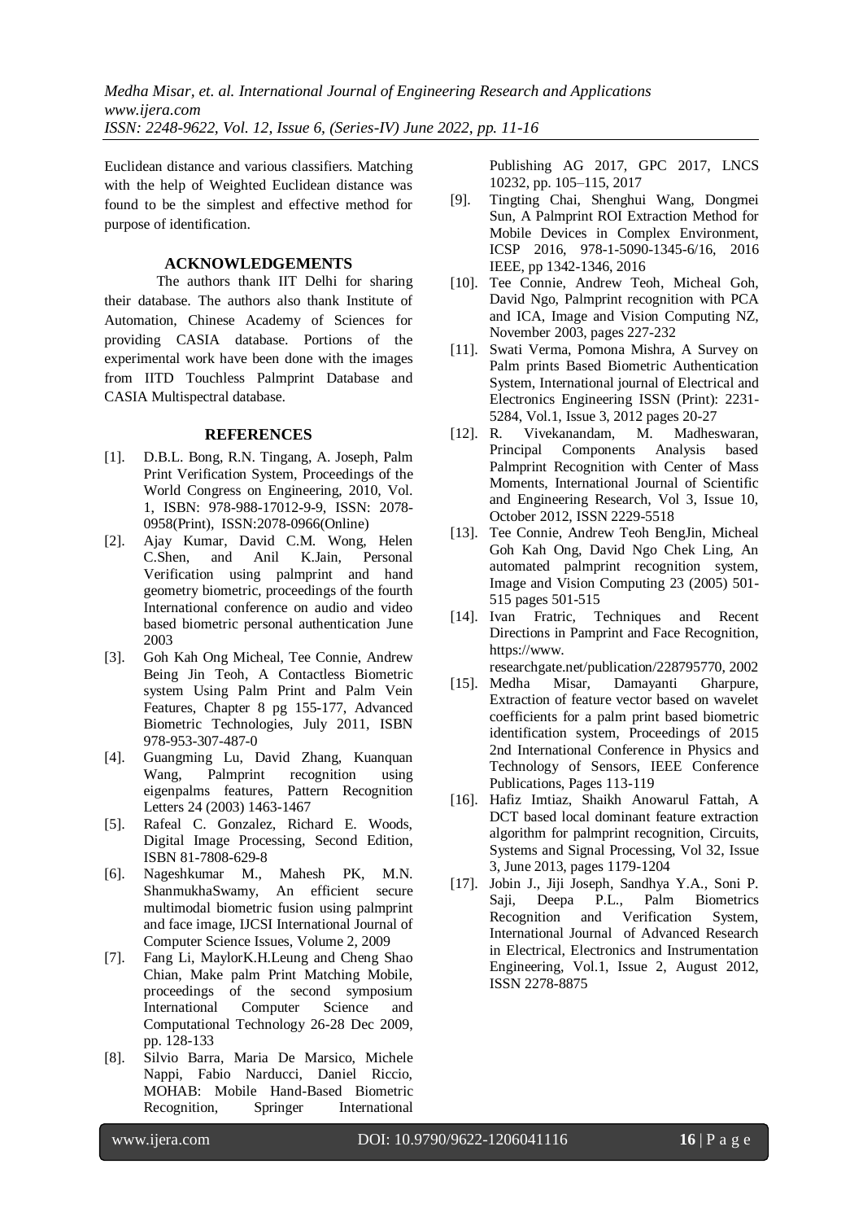Euclidean distance and various classifiers. Matching with the help of Weighted Euclidean distance was found to be the simplest and effective method for purpose of identification.

## ACKNOWLEDGEMENTS

The authors thank IIT Delhi for sharing their database. The authors also thank Institute of Automation, Chinese Academy of Sciences for providing CASIA database. Portions of the experimental work have been done with the images from IITD Touchless Palmprint Database and CASIA Multispectral database.

## REFERENCES

[1]. D.B.L. Bong, R.N. Tingang, A. Joseph, Palm Print Verification System, Proceedings of the World Congress on Engineering, 2010, Vol. 1, ISBN: 978-988-17012-9-9, ISSN: 2078-0958(Print), ISSN:2078-0966(Online)

[2]. Ajay Kumar, David C.M. Wong, Helen C.Shen, and Anil K.Jain, Personal Verification using palmprint and hand geometry biometric, proceedings of the fourth International conference on audio and video based biometric personal authentication June 2003

[3]. Goh Kah Ong Micheal, Tee Connie, Andrew Being Jin Teoh, A Contactless Biometric system Using Palm Print and Palm Vein Features, Chapter 8 pg 155-177, Advanced Biometric Technologies, July 2011, ISBN 978-953-307-487-0

[4]. Guangming Lu, David Zhang, Kuanquan Wang, Palmprint recognition using eigenpalms features, Pattern Recognition Letters 24 (2003) 1463-1467

[5]. Rafeal C. Gonzalez, Richard E. Woods, Digital Image Processing, Second Edition, ISBN 81-7808-629-8

[6]. Nageshkumar M., Mahesh PK, M.N. ShanmukhaSwamy, An efficient secure multimodal biometric fusion using palmprint and face image, IJCSI International Journal of Computer Science Issues, Volume 2, 2009

[7]. Fang Li, MaylorK.H.Leung and Cheng Shao Chian, Make palm Print Matching Mobile, proceedings of the second symposium International Computer Science and Computational Technology 26-28 Dec 2009, pp. 128-133

[8]. Silvio Barra, Maria De Marsico, Michele Nappi, Fabio Narducci, Daniel Riccio, MOHAB: Mobile Hand-Based Biometric Recognition, Springer International Publishing AG 2017, GPC 2017, LNCS 10232, pp. 105–115, 2017

[9]. Tingting Chai, Shenghui Wang, Dongmei Sun, A Palmprint ROI Extraction Method for Mobile Devices in Complex Environment, ICSP 2016, 978-1-5090-1345-6/16, 2016 IEEE, pp 1342-1346, 2016

[10]. Tee Connie, Andrew Teoh, Micheal Goh, David Ngo, Palmprint recognition with PCA and ICA, Image and Vision Computing NZ, November 2003, pages 227-232

[11]. Swati Verma, Pomona Mishra, A Survey on Palm prints Based Biometric Authentication System, International journal of Electrical and Electronics Engineering ISSN (Print): 2231-5284, Vol.1, Issue 3, 2012 pages 20-27

[12]. R. Vivekanandam, M. Madheswaran, Principal Components Analysis based Palmprint Recognition with Center of Mass Moments, International Journal of Scientific and Engineering Research, Vol 3, Issue 10, October 2012, ISSN 2229-5518

[13]. Tee Connie, Andrew Teoh BengJin, Micheal Goh Kah Ong, David Ngo Chek Ling, An automated palmprint recognition system, Image and Vision Computing 23 (2005) 501-515 pages 501-515

[14]. Ivan Fratric, Techniques and Recent Directions in Pamprint and Face Recognition, https://www.researchgate.net/publication/228795770, 2002

[15]. Medha Misar, Damayanti Gharpure, Extraction of feature vector based on wavelet coefficients for a palm print based biometric identification system, Proceedings of 2015 2nd International Conference in Physics and Technology of Sensors, IEEE Conference Publications, Pages 113-119

[16]. Hafiz Imtiaz, Shaikh Anowarul Fattah, A DCT based local dominant feature extraction algorithm for palmprint recognition, Circuits, Systems and Signal Processing, Vol 32, Issue 3, June 2013, pages 1179-1204

[17]. Jobin J., Jiji Joseph, Sandhya Y.A., Soni P. Saji, Deepa P.L., Palm Biometrics Recognition and Verification System, International Journal of Advanced Research in Electrical, Electronics and Instrumentation Engineering, Vol.1, Issue 2, August 2012, ISSN 2278-8875